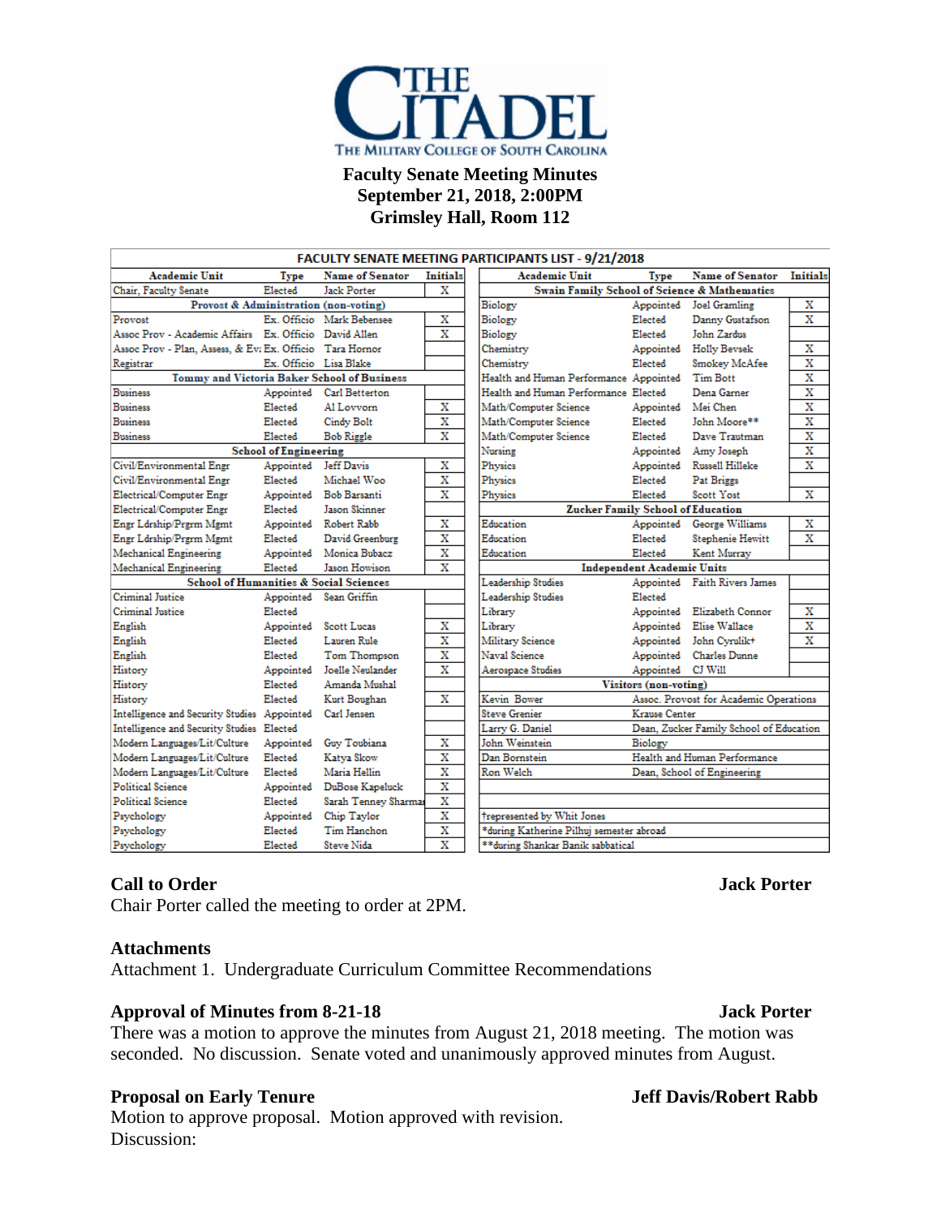# THE CITADEL
THE MILITARY COLLEGE OF SOUTH CAROLINA

**Faculty Senate Meeting Minutes**
**September 21, 2018, 2:00PM**
**Grimsley Hall, Room 112**

**FACULTY SENATE MEETING PARTICIPANTS LIST - 9/21/2018**

| Academic Unit | Type | Name of Senator | Initials |
|---|---|---|---|
| Chair, Faculty Senate | Elected | Jack Porter | X |
| **Provost & Administration (non-voting)** | | | |
| Provost | Ex. Officio | Mark Bebensee | X |
| Assoc Prov - Academic Affairs | Ex. Officio | David Allen | X |
| Assoc Prov - Plan, Assess, & Eval | Ex. Officio | Tara Hornor | |
| Registrar | Ex. Officio | Lisa Blake | |
| **Tommy and Victoria Baker School of Business** | | | |
| Business | Appointed | Carl Betterton | |
| Business | Elected | Al Lovvorn | X |
| Business | Elected | Cindy Bolt | X |
| Business | Elected | Bob Riggle | X |
| **School of Engineering** | | | |
| Civil/Environmental Engr | Appointed | Jeff Davis | X |
| Civil/Environmental Engr | Elected | Michael Woo | X |
| Electrical/Computer Engr | Appointed | Bob Barsanti | X |
| Electrical/Computer Engr | Elected | Jason Skinner | |
| Engr Ldrship/Prgrm Mgmt | Appointed | Robert Rabb | X |
| Engr Ldrship/Prgrm Mgmt | Elected | David Greenburg | X |
| Mechanical Engineering | Appointed | Monica Bubacz | X |
| Mechanical Engineering | Elected | Jason Howison | X |
| **School of Humanities & Social Sciences** | | | |
| Criminal Justice | Appointed | Sean Griffin | |
| Criminal Justice | Elected | | |
| English | Appointed | Scott Lucas | X |
| English | Elected | Lauren Rule | X |
| English | Elected | Tom Thompson | X |
| History | Appointed | Joelle Neulander | X |
| History | Elected | Amanda Mushal | |
| History | Elected | Kurt Boughan | X |
| Intelligence and Security Studies | Appointed | Carl Jensen | |
| Intelligence and Security Studies | Elected | | |
| Modern Languages/Lit/Culture | Appointed | Guy Toubiana | X |
| Modern Languages/Lit/Culture | Elected | Katya Skow | X |
| Modern Languages/Lit/Culture | Elected | Maria Hellin | X |
| Political Science | Appointed | DuBose Kapeluck | X |
| Political Science | Elected | Sarah Tenney Sharman | X |
| Psychology | Appointed | Chip Taylor | X |
| Psychology | Elected | Tim Hanchon | X |
| Psychology | Elected | Steve Nida | X |

| Academic Unit | Type | Name of Senator | Initials |
|---|---|---|---|
| **Swain Family School of Science & Mathematics** | | | |
| Biology | Appointed | Joel Gramling | X |
| Biology | Elected | Danny Gustafson | X |
| Biology | Elected | John Zardus | |
| Chemistry | Appointed | Holly Bevsek | X |
| Chemistry | Elected | Smokey McAfee | X |
| Health and Human Performance | Appointed | Tim Bott | X |
| Health and Human Performance | Elected | Dena Garner | X |
| Math/Computer Science | Appointed | Mei Chen | X |
| Math/Computer Science | Elected | John Moore** | X |
| Math/Computer Science | Elected | Dave Trautman | X |
| Nursing | Appointed | Amy Joseph | X |
| Physics | Appointed | Russell Hilleke | X |
| Physics | Elected | Pat Briggs | |
| Physics | Elected | Scott Yost | X |
| **Zucker Family School of Education** | | | |
| Education | Appointed | George Williams | X |
| Education | Elected | Stephenie Hewitt | X |
| Education | Elected | Kent Murray | |
| **Independent Academic Units** | | | |
| Leadership Studies | Appointed | Faith Rivers James | |
| Leadership Studies | Elected | | |
| Library | Appointed | Elizabeth Connor | X |
| Library | Appointed | Elise Wallace | X |
| Military Science | Appointed | John Cyrulik† | X |
| Naval Science | Appointed | Charles Dunne | |
| Aerospace Studies | Appointed | CJ Will | |
| **Visitors (non-voting)** | | | |
| Kevin Bower | Assoc. Provost for Academic Operations | | |
| Steve Grenier | Krause Center | | |
| Larry G. Daniel | Dean, Zucker Family School of Education | | |
| John Weinstein | Biology | | |
| Dan Bornstein | Health and Human Performance | | |
| Ron Welch | Dean, School of Engineering | | |

†represented by Whit Jones
*during Katherine Pilhuj semester abroad
**during Shankar Banik sabbatical

### Call to Order — Jack Porter

Chair Porter called the meeting to order at 2PM.

### Attachments

Attachment 1. Undergraduate Curriculum Committee Recommendations

### Approval of Minutes from 8-21-18 — Jack Porter

There was a motion to approve the minutes from August 21, 2018 meeting. The motion was seconded. No discussion. Senate voted and unanimously approved minutes from August.

### Proposal on Early Tenure — Jeff Davis/Robert Rabb

Motion to approve proposal. Motion approved with revision.
Discussion: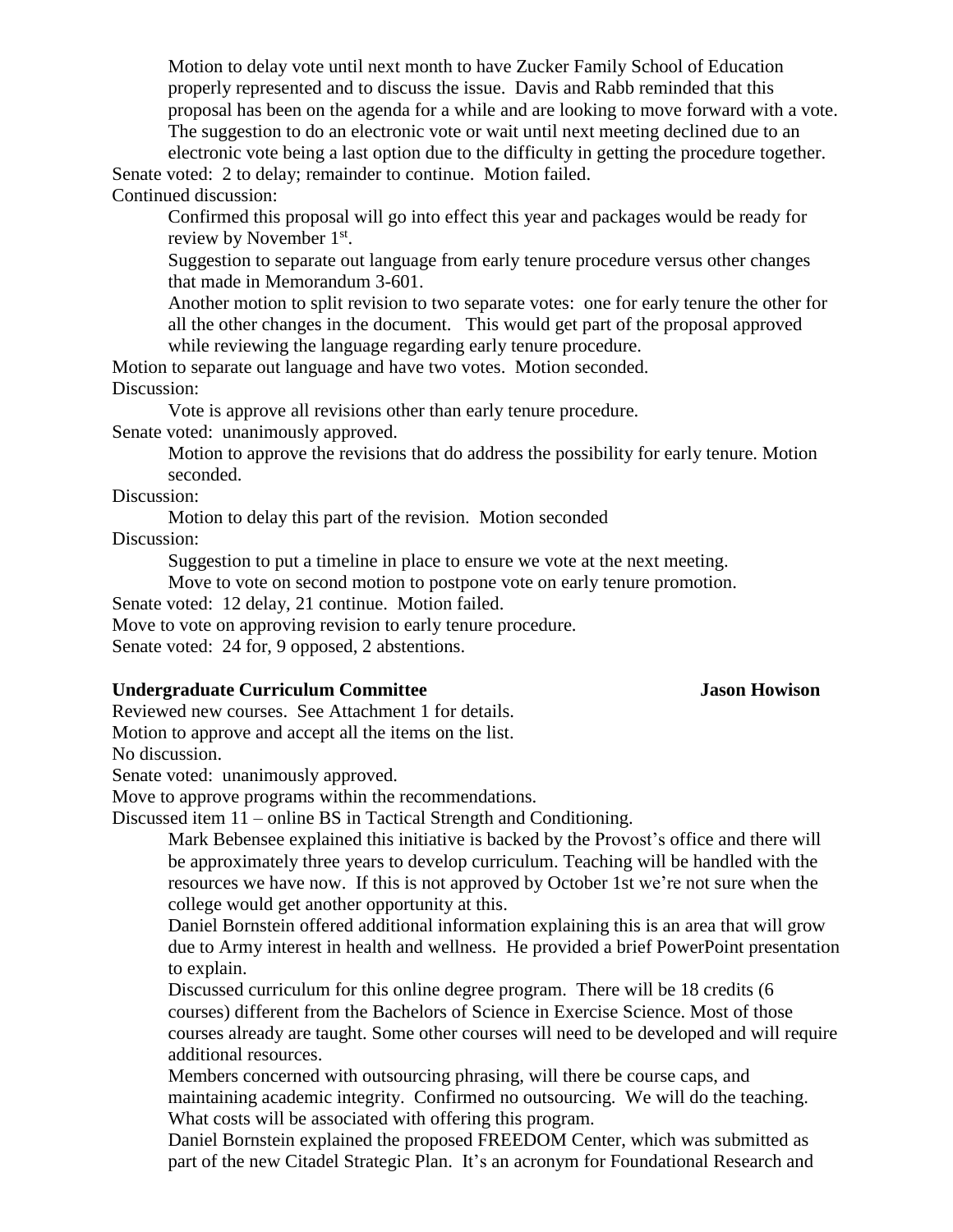Motion to delay vote until next month to have Zucker Family School of Education properly represented and to discuss the issue. Davis and Rabb reminded that this proposal has been on the agenda for a while and are looking to move forward with a vote. The suggestion to do an electronic vote or wait until next meeting declined due to an electronic vote being a last option due to the difficulty in getting the procedure together.

Senate voted: 2 to delay; remainder to continue. Motion failed.

Continued discussion:

Confirmed this proposal will go into effect this year and packages would be ready for review by November 1st.

Suggestion to separate out language from early tenure procedure versus other changes that made in Memorandum 3-601.

Another motion to split revision to two separate votes: one for early tenure the other for all the other changes in the document. This would get part of the proposal approved while reviewing the language regarding early tenure procedure.

Motion to separate out language and have two votes. Motion seconded.

Discussion:

Vote is approve all revisions other than early tenure procedure.

Senate voted: unanimously approved.

Motion to approve the revisions that do address the possibility for early tenure. Motion seconded.

Discussion:

Motion to delay this part of the revision. Motion seconded

Discussion:

Suggestion to put a timeline in place to ensure we vote at the next meeting.

Move to vote on second motion to postpone vote on early tenure promotion.

Senate voted: 12 delay, 21 continue. Motion failed.

Move to vote on approving revision to early tenure procedure.

Senate voted: 24 for, 9 opposed, 2 abstentions.

**Undergraduate Curriculum Committee** **Jason Howison**

Reviewed new courses. See Attachment 1 for details.

Motion to approve and accept all the items on the list.

No discussion.

Senate voted: unanimously approved.

Move to approve programs within the recommendations.

Discussed item 11 – online BS in Tactical Strength and Conditioning.

Mark Bebensee explained this initiative is backed by the Provost's office and there will be approximately three years to develop curriculum. Teaching will be handled with the resources we have now. If this is not approved by October 1st we're not sure when the college would get another opportunity at this.

Daniel Bornstein offered additional information explaining this is an area that will grow due to Army interest in health and wellness. He provided a brief PowerPoint presentation to explain.

Discussed curriculum for this online degree program. There will be 18 credits (6 courses) different from the Bachelors of Science in Exercise Science. Most of those courses already are taught. Some other courses will need to be developed and will require additional resources.

Members concerned with outsourcing phrasing, will there be course caps, and maintaining academic integrity. Confirmed no outsourcing. We will do the teaching. What costs will be associated with offering this program.

Daniel Bornstein explained the proposed FREEDOM Center, which was submitted as part of the new Citadel Strategic Plan. It's an acronym for Foundational Research and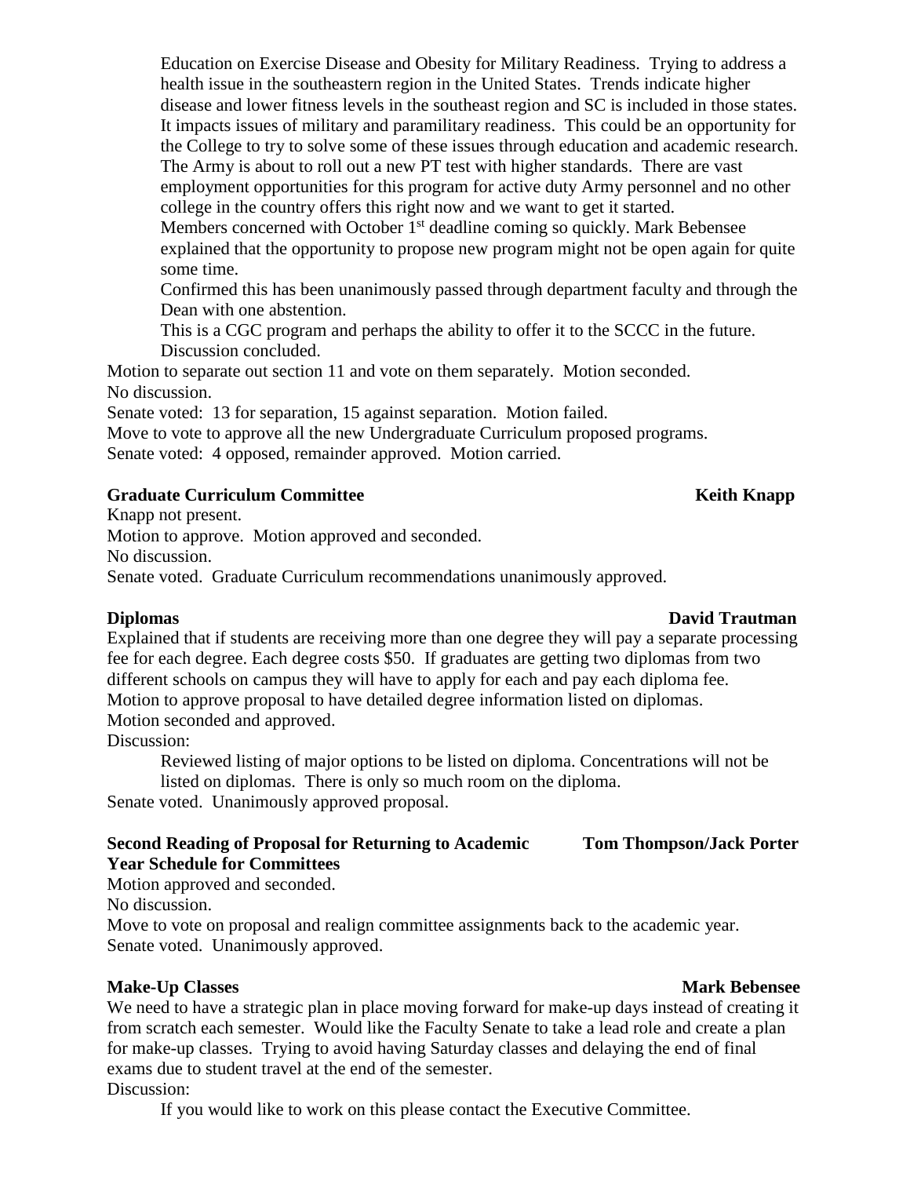Education on Exercise Disease and Obesity for Military Readiness. Trying to address a health issue in the southeastern region in the United States. Trends indicate higher disease and lower fitness levels in the southeast region and SC is included in those states. It impacts issues of military and paramilitary readiness. This could be an opportunity for the College to try to solve some of these issues through education and academic research. The Army is about to roll out a new PT test with higher standards. There are vast employment opportunities for this program for active duty Army personnel and no other college in the country offers this right now and we want to get it started.

Members concerned with October 1st deadline coming so quickly. Mark Bebensee explained that the opportunity to propose new program might not be open again for quite some time.

Confirmed this has been unanimously passed through department faculty and through the Dean with one abstention.

This is a CGC program and perhaps the ability to offer it to the SCCC in the future.

Discussion concluded.

Motion to separate out section 11 and vote on them separately. Motion seconded.

No discussion.

Senate voted: 13 for separation, 15 against separation. Motion failed.

Move to vote to approve all the new Undergraduate Curriculum proposed programs.

Senate voted: 4 opposed, remainder approved. Motion carried.

**Graduate Curriculum Committee** **Keith Knapp**

Knapp not present.

Motion to approve. Motion approved and seconded.

No discussion.

Senate voted. Graduate Curriculum recommendations unanimously approved.

**Diplomas** **David Trautman**

Explained that if students are receiving more than one degree they will pay a separate processing fee for each degree. Each degree costs $50. If graduates are getting two diplomas from two different schools on campus they will have to apply for each and pay each diploma fee.

Motion to approve proposal to have detailed degree information listed on diplomas.

Motion seconded and approved.

Discussion:

Reviewed listing of major options to be listed on diploma. Concentrations will not be listed on diplomas. There is only so much room on the diploma.

Senate voted. Unanimously approved proposal.

**Second Reading of Proposal for Returning to Academic Year Schedule for Committees** **Tom Thompson/Jack Porter**

Motion approved and seconded.

No discussion.

Move to vote on proposal and realign committee assignments back to the academic year.

Senate voted. Unanimously approved.

**Make-Up Classes** **Mark Bebensee**

We need to have a strategic plan in place moving forward for make-up days instead of creating it from scratch each semester. Would like the Faculty Senate to take a lead role and create a plan for make-up classes. Trying to avoid having Saturday classes and delaying the end of final exams due to student travel at the end of the semester.

Discussion:

If you would like to work on this please contact the Executive Committee.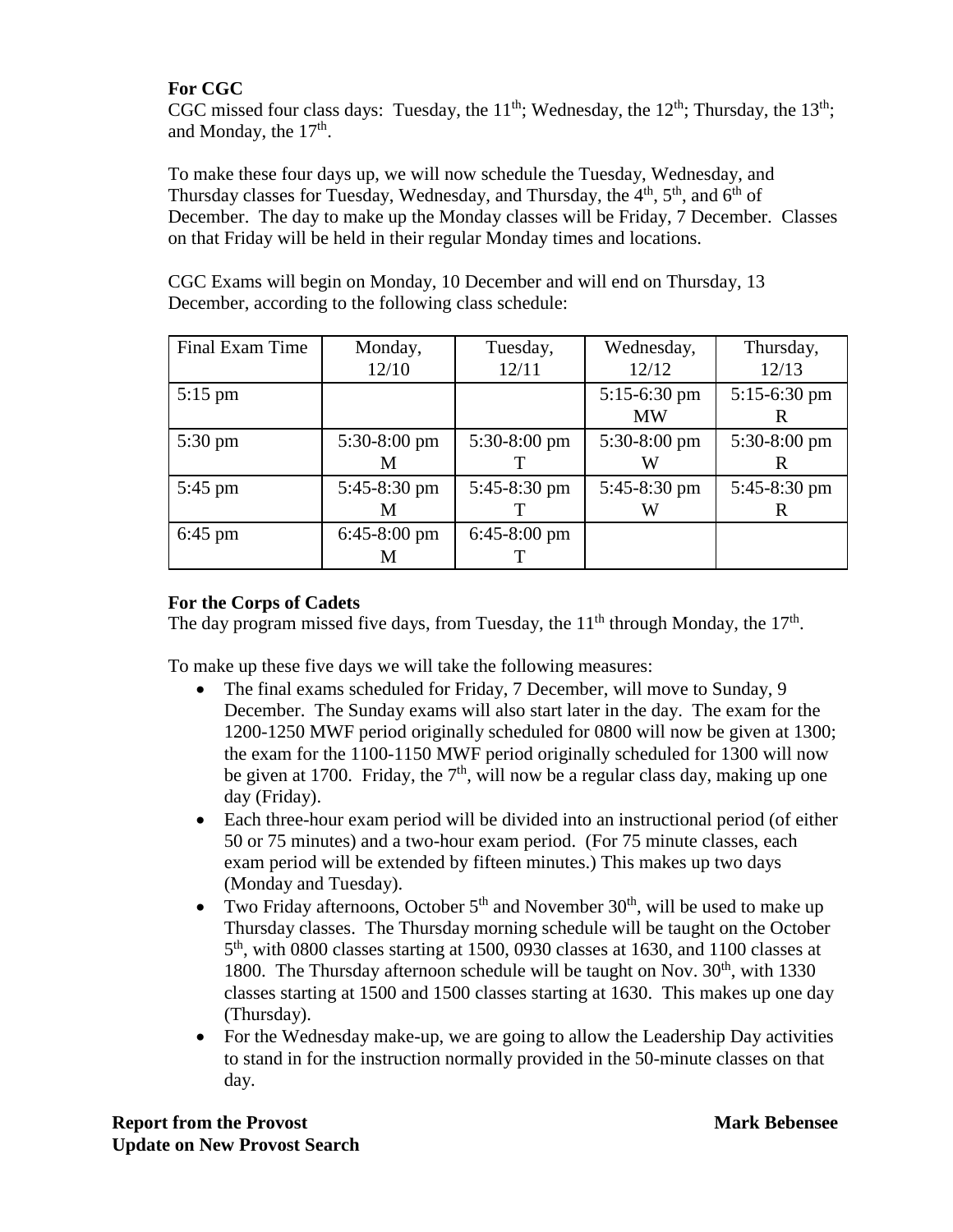**For CGC**

CGC missed four class days: Tuesday, the 11th; Wednesday, the 12th; Thursday, the 13th; and Monday, the 17th.

To make these four days up, we will now schedule the Tuesday, Wednesday, and Thursday classes for Tuesday, Wednesday, and Thursday, the 4th, 5th, and 6th of December. The day to make up the Monday classes will be Friday, 7 December. Classes on that Friday will be held in their regular Monday times and locations.

CGC Exams will begin on Monday, 10 December and will end on Thursday, 13 December, according to the following class schedule:

| Final Exam Time | Monday, 12/10 | Tuesday, 12/11 | Wednesday, 12/12 | Thursday, 12/13 |
|---|---|---|---|---|
| 5:15 pm | | | 5:15-6:30 pm MW | 5:15-6:30 pm R |
| 5:30 pm | 5:30-8:00 pm M | 5:30-8:00 pm T | 5:30-8:00 pm W | 5:30-8:00 pm R |
| 5:45 pm | 5:45-8:30 pm M | 5:45-8:30 pm T | 5:45-8:30 pm W | 5:45-8:30 pm R |
| 6:45 pm | 6:45-8:00 pm M | 6:45-8:00 pm T | | |

**For the Corps of Cadets**

The day program missed five days, from Tuesday, the 11th through Monday, the 17th.

To make up these five days we will take the following measures:

- The final exams scheduled for Friday, 7 December, will move to Sunday, 9 December. The Sunday exams will also start later in the day. The exam for the 1200-1250 MWF period originally scheduled for 0800 will now be given at 1300; the exam for the 1100-1150 MWF period originally scheduled for 1300 will now be given at 1700. Friday, the 7th, will now be a regular class day, making up one day (Friday).
- Each three-hour exam period will be divided into an instructional period (of either 50 or 75 minutes) and a two-hour exam period. (For 75 minute classes, each exam period will be extended by fifteen minutes.) This makes up two days (Monday and Tuesday).
- Two Friday afternoons, October 5th and November 30th, will be used to make up Thursday classes. The Thursday morning schedule will be taught on the October 5th, with 0800 classes starting at 1500, 0930 classes at 1630, and 1100 classes at 1800. The Thursday afternoon schedule will be taught on Nov. 30th, with 1330 classes starting at 1500 and 1500 classes starting at 1630. This makes up one day (Thursday).
- For the Wednesday make-up, we are going to allow the Leadership Day activities to stand in for the instruction normally provided in the 50-minute classes on that day.

**Report from the Provost** **Mark Bebensee**

**Update on New Provost Search**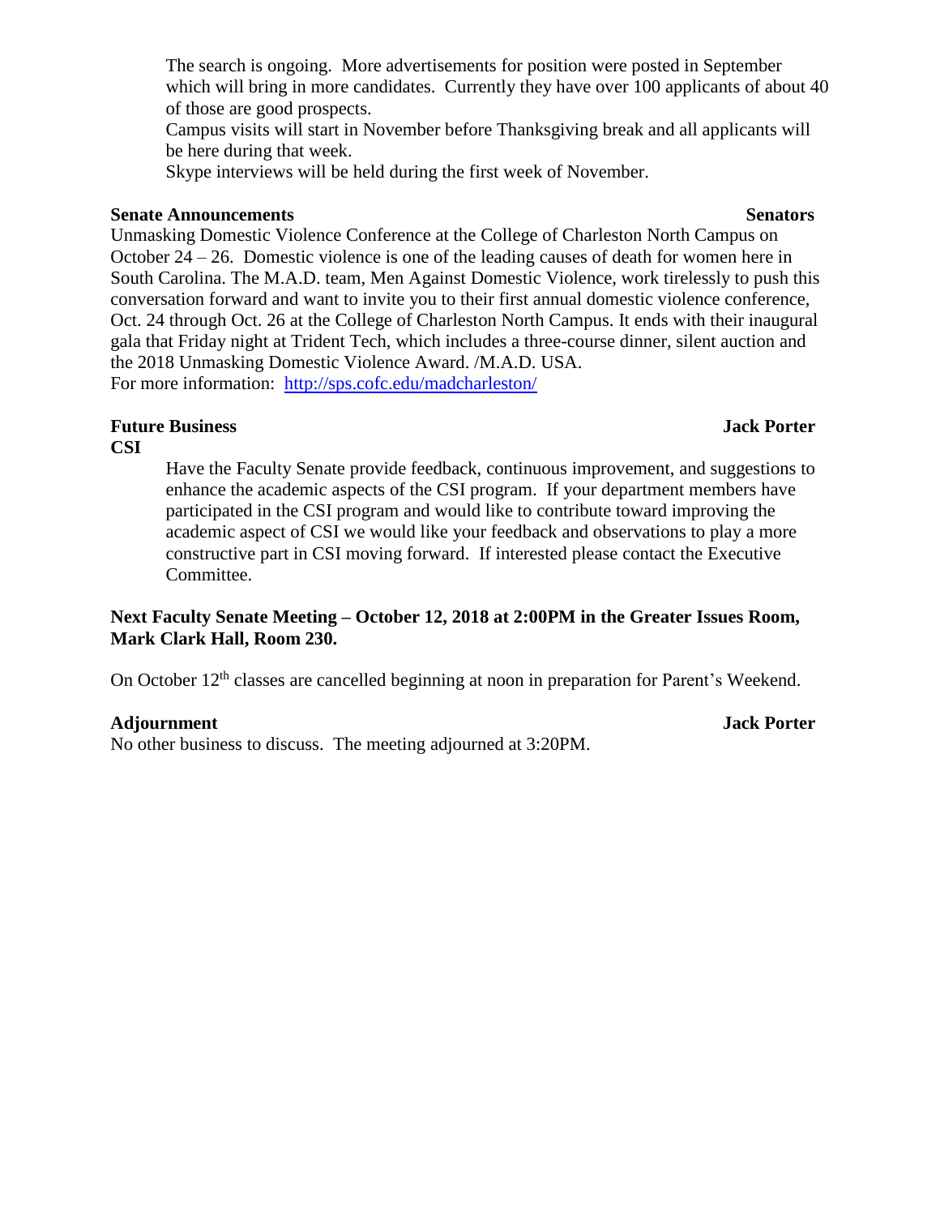The search is ongoing. More advertisements for position were posted in September which will bring in more candidates. Currently they have over 100 applicants of about 40 of those are good prospects.

Campus visits will start in November before Thanksgiving break and all applicants will be here during that week.

Skype interviews will be held during the first week of November.

**Senate Announcements** **Senators**

Unmasking Domestic Violence Conference at the College of Charleston North Campus on October 24 – 26. Domestic violence is one of the leading causes of death for women here in South Carolina. The M.A.D. team, Men Against Domestic Violence, work tirelessly to push this conversation forward and want to invite you to their first annual domestic violence conference, Oct. 24 through Oct. 26 at the College of Charleston North Campus. It ends with their inaugural gala that Friday night at Trident Tech, which includes a three-course dinner, silent auction and the 2018 Unmasking Domestic Violence Award. /M.A.D. USA.

For more information: http://sps.cofc.edu/madcharleston/

**Future Business** **Jack Porter**

**CSI**

Have the Faculty Senate provide feedback, continuous improvement, and suggestions to enhance the academic aspects of the CSI program. If your department members have participated in the CSI program and would like to contribute toward improving the academic aspect of CSI we would like your feedback and observations to play a more constructive part in CSI moving forward. If interested please contact the Executive Committee.

**Next Faculty Senate Meeting – October 12, 2018 at 2:00PM in the Greater Issues Room, Mark Clark Hall, Room 230.**

On October 12th classes are cancelled beginning at noon in preparation for Parent's Weekend.

**Adjournment** **Jack Porter**

No other business to discuss. The meeting adjourned at 3:20PM.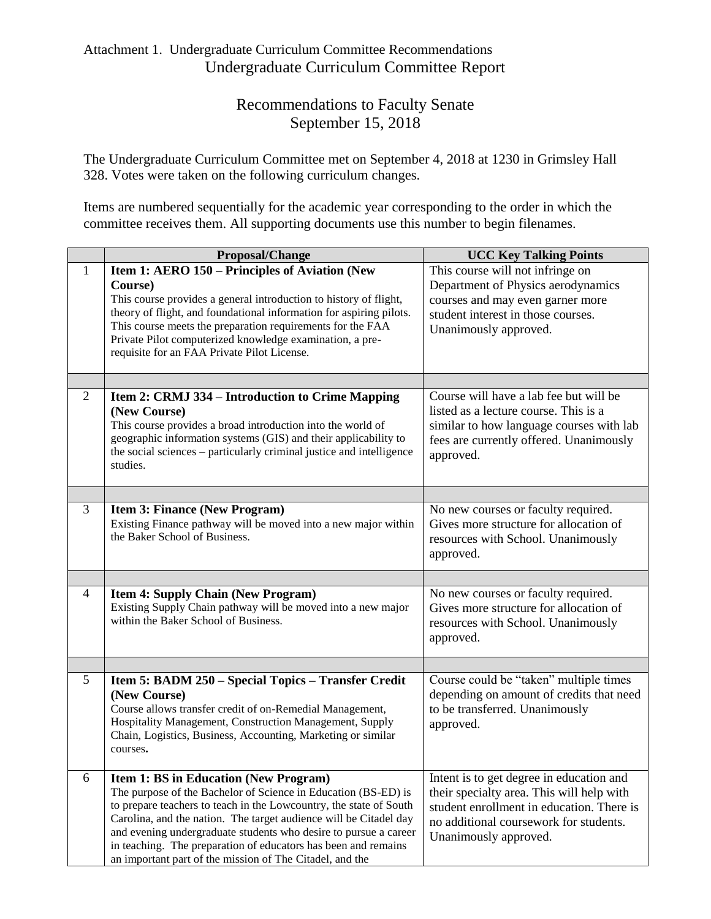Attachment 1. Undergraduate Curriculum Committee Recommendations

# Undergraduate Curriculum Committee Report

## Recommendations to Faculty Senate
## September 15, 2018

The Undergraduate Curriculum Committee met on September 4, 2018 at 1230 in Grimsley Hall 328. Votes were taken on the following curriculum changes.

Items are numbered sequentially for the academic year corresponding to the order in which the committee receives them. All supporting documents use this number to begin filenames.

| | Proposal/Change | UCC Key Talking Points |
|---|---|---|
| 1 | **Item 1: AERO 150 – Principles of Aviation (New Course)** This course provides a general introduction to history of flight, theory of flight, and foundational information for aspiring pilots. This course meets the preparation requirements for the FAA Private Pilot computerized knowledge examination, a pre-requisite for an FAA Private Pilot License. | This course will not infringe on Department of Physics aerodynamics courses and may even garner more student interest in those courses. Unanimously approved. |
| | | |
| 2 | **Item 2: CRMJ 334 – Introduction to Crime Mapping (New Course)** This course provides a broad introduction into the world of geographic information systems (GIS) and their applicability to the social sciences – particularly criminal justice and intelligence studies. | Course will have a lab fee but will be listed as a lecture course. This is a similar to how language courses with lab fees are currently offered. Unanimously approved. |
| | | |
| 3 | **Item 3: Finance (New Program)** Existing Finance pathway will be moved into a new major within the Baker School of Business. | No new courses or faculty required. Gives more structure for allocation of resources with School. Unanimously approved. |
| | | |
| 4 | **Item 4: Supply Chain (New Program)** Existing Supply Chain pathway will be moved into a new major within the Baker School of Business. | No new courses or faculty required. Gives more structure for allocation of resources with School. Unanimously approved. |
| | | |
| 5 | **Item 5: BADM 250 – Special Topics – Transfer Credit (New Course)** Course allows transfer credit of on-Remedial Management, Hospitality Management, Construction Management, Supply Chain, Logistics, Business, Accounting, Marketing or similar courses**.** | Course could be "taken" multiple times depending on amount of credits that need to be transferred. Unanimously approved. |
| 6 | **Item 1: BS in Education (New Program)** The purpose of the Bachelor of Science in Education (BS-ED) is to prepare teachers to teach in the Lowcountry, the state of South Carolina, and the nation. The target audience will be Citadel day and evening undergraduate students who desire to pursue a career in teaching. The preparation of educators has been and remains an important part of the mission of The Citadel, and the | Intent is to get degree in education and their specialty area. This will help with student enrollment in education. There is no additional coursework for students. Unanimously approved. |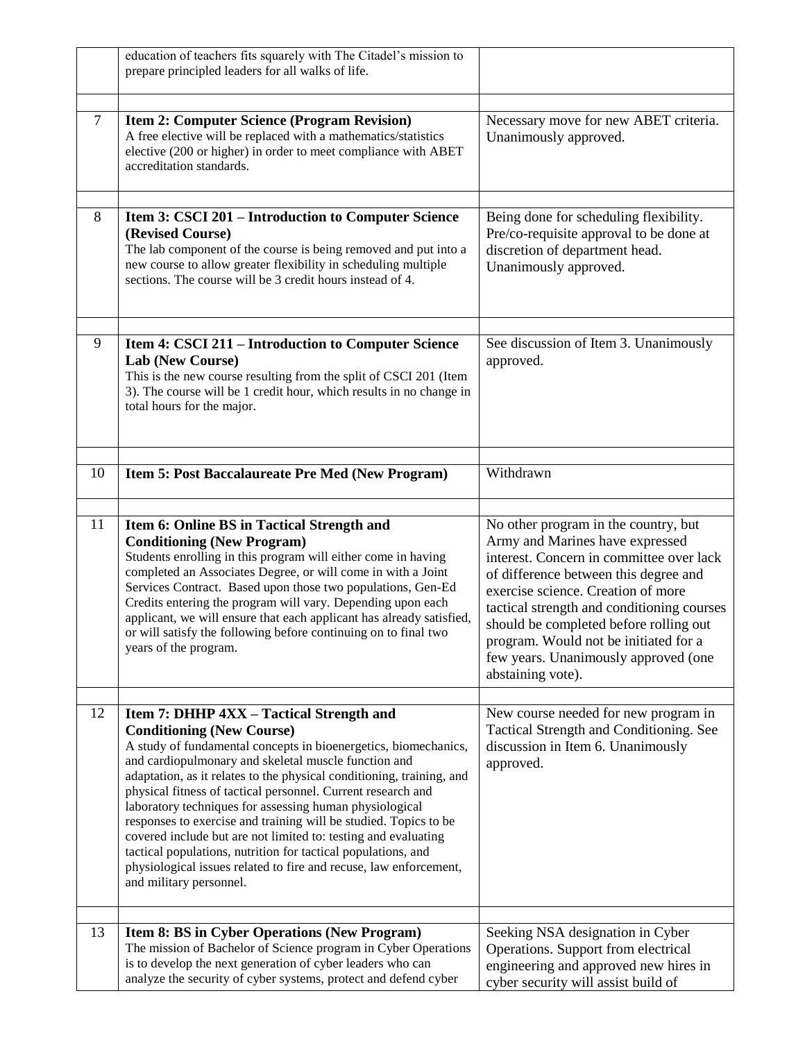| | | |
|---|---|---|
| | education of teachers fits squarely with The Citadel's mission to prepare principled leaders for all walks of life. | |
| 7 | **Item 2: Computer Science (Program Revision)**<br>A free elective will be replaced with a mathematics/statistics elective (200 or higher) in order to meet compliance with ABET accreditation standards. | Necessary move for new ABET criteria. Unanimously approved. |
| 8 | **Item 3: CSCI 201 – Introduction to Computer Science (Revised Course)**<br>The lab component of the course is being removed and put into a new course to allow greater flexibility in scheduling multiple sections. The course will be 3 credit hours instead of 4. | Being done for scheduling flexibility. Pre/co-requisite approval to be done at discretion of department head. Unanimously approved. |
| 9 | **Item 4: CSCI 211 – Introduction to Computer Science Lab (New Course)**<br>This is the new course resulting from the split of CSCI 201 (Item 3). The course will be 1 credit hour, which results in no change in total hours for the major. | See discussion of Item 3. Unanimously approved. |
| 10 | **Item 5: Post Baccalaureate Pre Med (New Program)** | Withdrawn |
| 11 | **Item 6: Online BS in Tactical Strength and Conditioning (New Program)**<br>Students enrolling in this program will either come in having completed an Associates Degree, or will come in with a Joint Services Contract. Based upon those two populations, Gen-Ed Credits entering the program will vary. Depending upon each applicant, we will ensure that each applicant has already satisfied, or will satisfy the following before continuing on to final two years of the program. | No other program in the country, but Army and Marines have expressed interest. Concern in committee over lack of difference between this degree and exercise science. Creation of more tactical strength and conditioning courses should be completed before rolling out program. Would not be initiated for a few years. Unanimously approved (one abstaining vote). |
| 12 | **Item 7: DHHP 4XX – Tactical Strength and Conditioning (New Course)**<br>A study of fundamental concepts in bioenergetics, biomechanics, and cardiopulmonary and skeletal muscle function and adaptation, as it relates to the physical conditioning, training, and physical fitness of tactical personnel. Current research and laboratory techniques for assessing human physiological responses to exercise and training will be studied. Topics to be covered include but are not limited to: testing and evaluating tactical populations, nutrition for tactical populations, and physiological issues related to fire and recuse, law enforcement, and military personnel. | New course needed for new program in Tactical Strength and Conditioning. See discussion in Item 6. Unanimously approved. |
| 13 | **Item 8: BS in Cyber Operations (New Program)**<br>The mission of Bachelor of Science program in Cyber Operations is to develop the next generation of cyber leaders who can analyze the security of cyber systems, protect and defend cyber | Seeking NSA designation in Cyber Operations. Support from electrical engineering and approved new hires in cyber security will assist build of |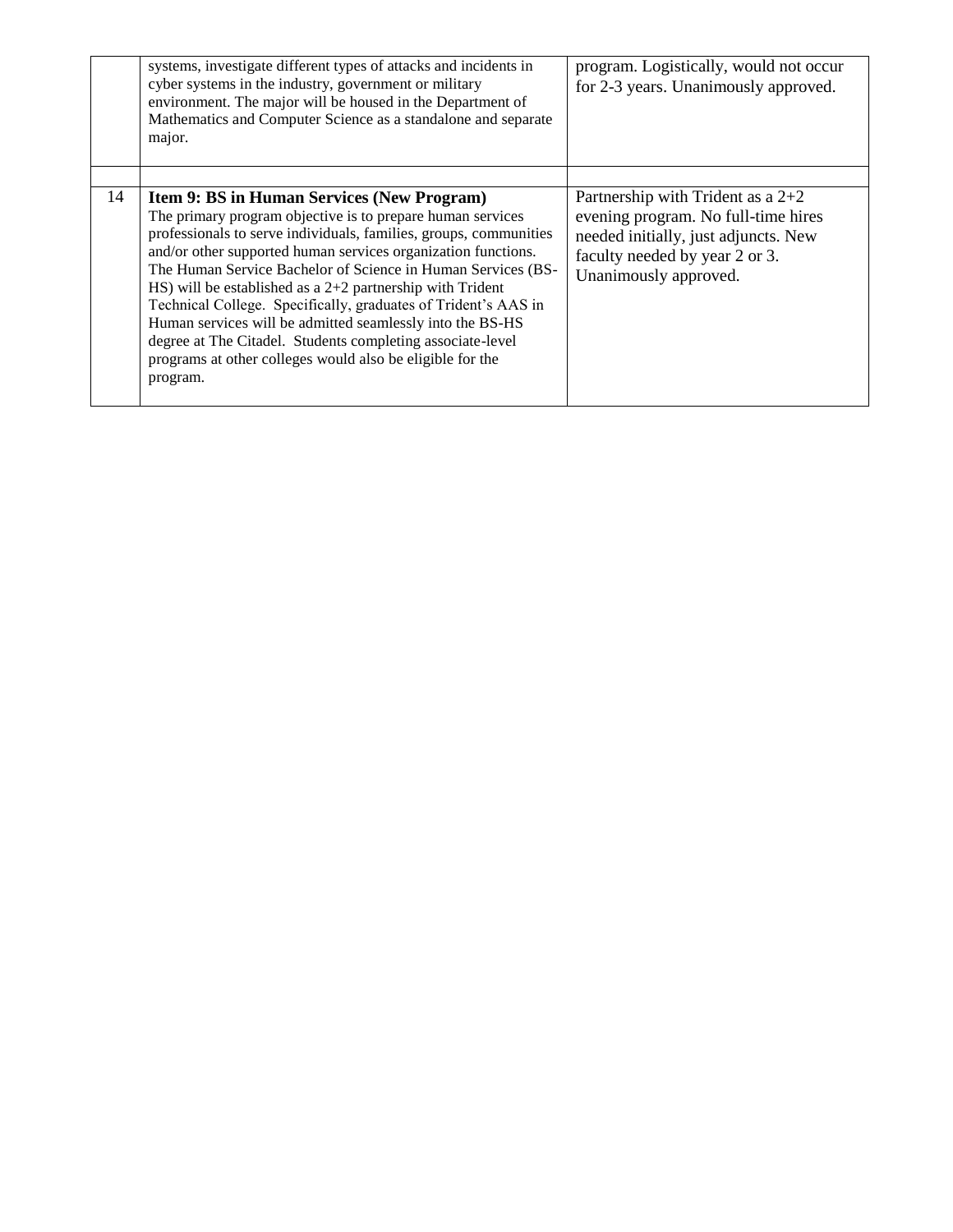| | | |
|---|---|---|
| | systems, investigate different types of attacks and incidents in cyber systems in the industry, government or military environment. The major will be housed in the Department of Mathematics and Computer Science as a standalone and separate major. | program. Logistically, would not occur for 2-3 years. Unanimously approved. |
| | | |
| 14 | **Item 9: BS in Human Services (New Program)**<br>The primary program objective is to prepare human services professionals to serve individuals, families, groups, communities and/or other supported human services organization functions. The Human Service Bachelor of Science in Human Services (BS-HS) will be established as a 2+2 partnership with Trident Technical College. Specifically, graduates of Trident's AAS in Human services will be admitted seamlessly into the BS-HS degree at The Citadel. Students completing associate-level programs at other colleges would also be eligible for the program. | Partnership with Trident as a 2+2 evening program. No full-time hires needed initially, just adjuncts. New faculty needed by year 2 or 3. Unanimously approved. |